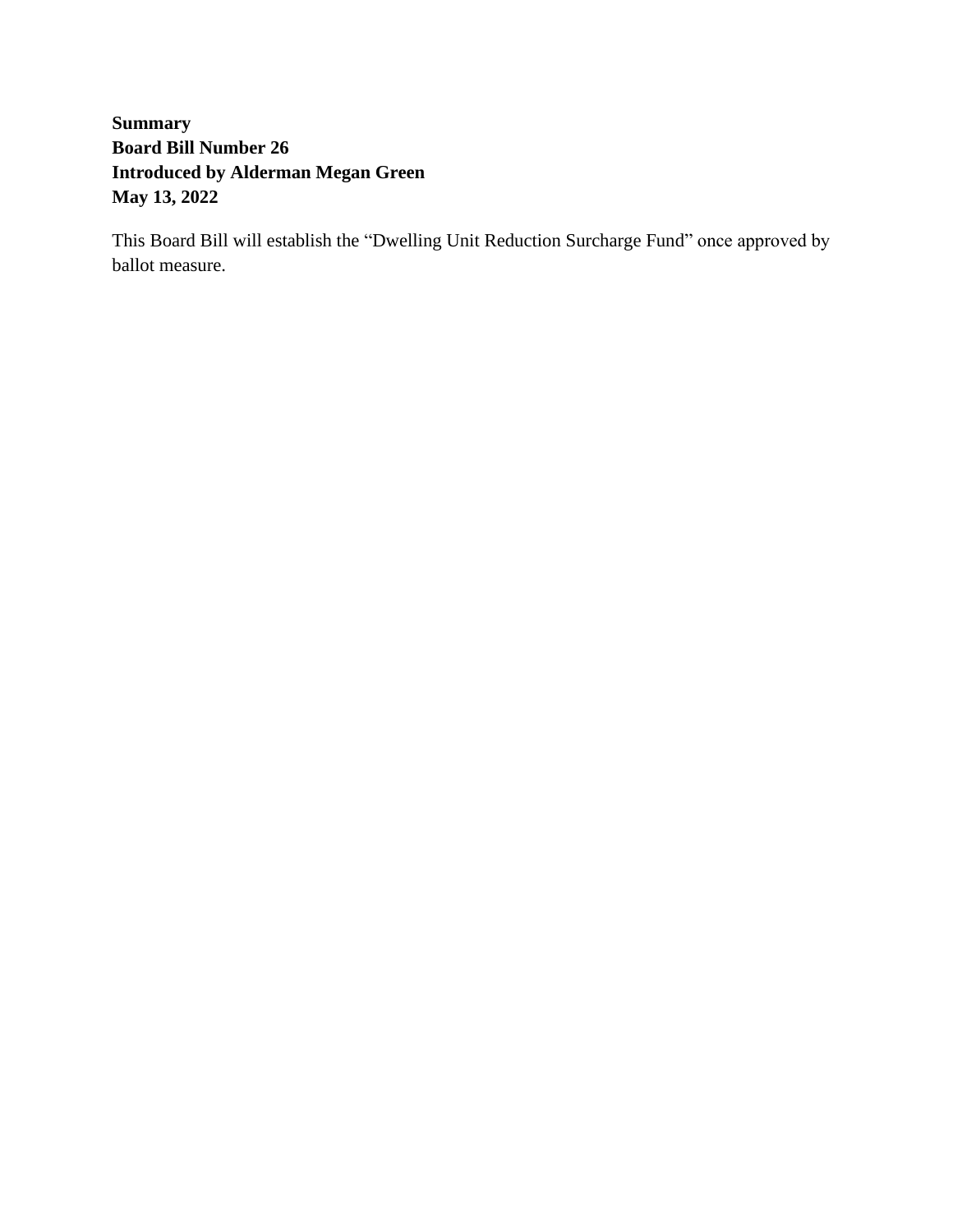**Summary**
**Board Bill Number 26**
**Introduced by Alderman Megan Green**
**May 13, 2022**

This Board Bill will establish the "Dwelling Unit Reduction Surcharge Fund" once approved by ballot measure.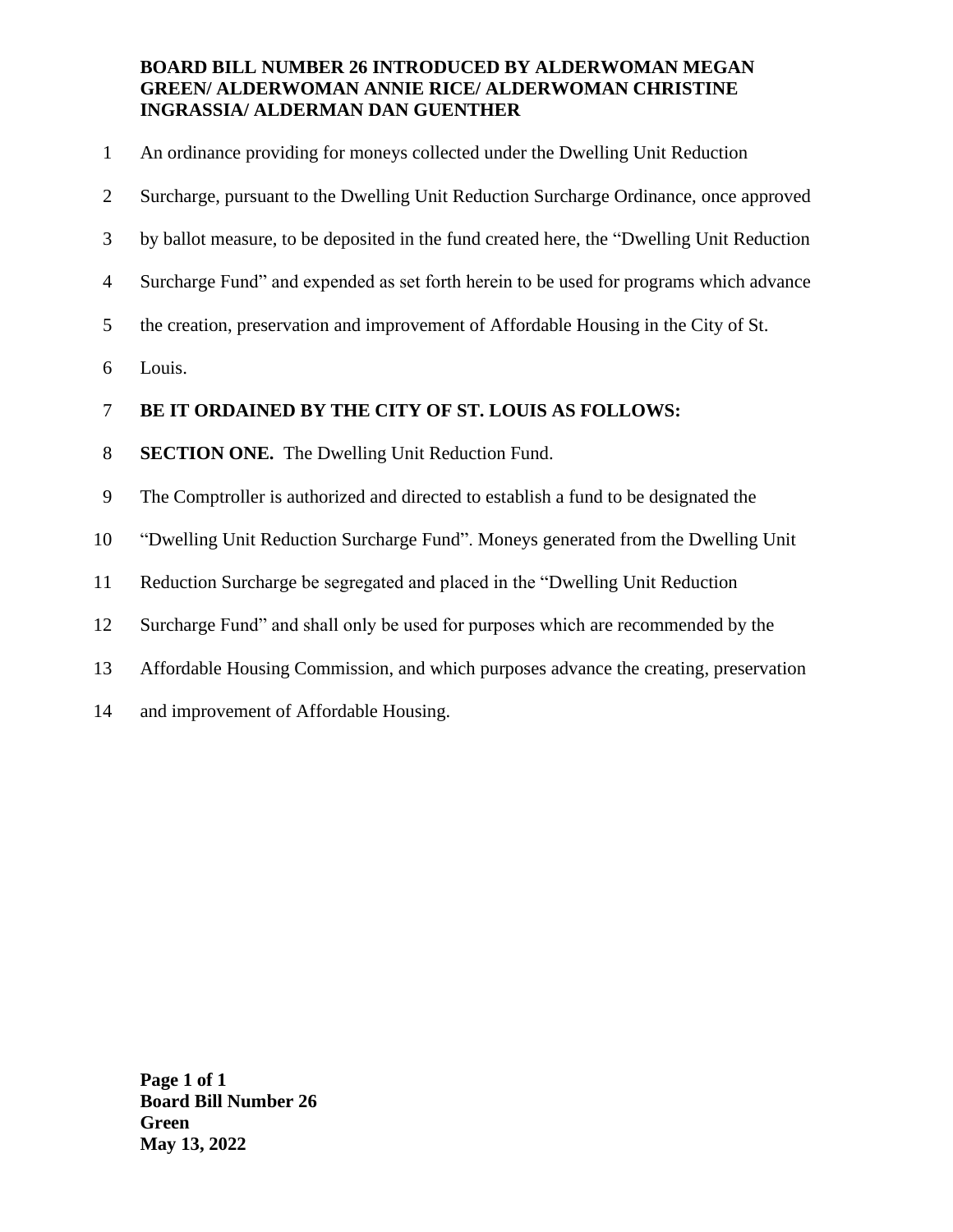**BOARD BILL NUMBER 26 INTRODUCED BY ALDERWOMAN MEGAN GREEN/ ALDERWOMAN ANNIE RICE/ ALDERWOMAN CHRISTINE INGRASSIA/ ALDERMAN DAN GUENTHER**

An ordinance providing for moneys collected under the Dwelling Unit Reduction Surcharge, pursuant to the Dwelling Unit Reduction Surcharge Ordinance, once approved by ballot measure, to be deposited in the fund created here, the "Dwelling Unit Reduction Surcharge Fund" and expended as set forth herein to be used for programs which advance the creation, preservation and improvement of Affordable Housing in the City of St. Louis.

**BE IT ORDAINED BY THE CITY OF ST. LOUIS AS FOLLOWS:**

**SECTION ONE.** The Dwelling Unit Reduction Fund.

The Comptroller is authorized and directed to establish a fund to be designated the "Dwelling Unit Reduction Surcharge Fund". Moneys generated from the Dwelling Unit Reduction Surcharge be segregated and placed in the "Dwelling Unit Reduction Surcharge Fund" and shall only be used for purposes which are recommended by the Affordable Housing Commission, and which purposes advance the creating, preservation and improvement of Affordable Housing.

**Board Bill Number 26**
**Green**
**May 13, 2022**